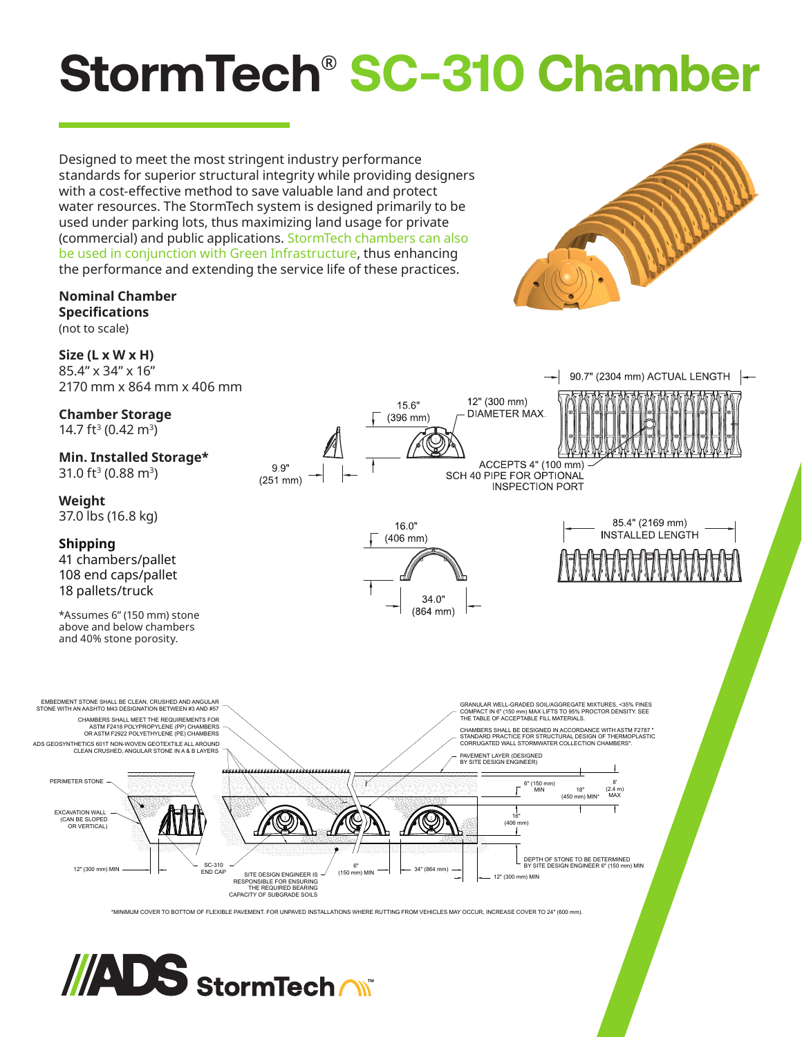# StormTech® SC-310 Chamber

Designed to meet the most stringent industry performance standards for superior structural integrity while providing designers with a cost-effective method to save valuable land and protect water resources. The StormTech system is designed primarily to be used under parking lots, thus maximizing land usage for private (commercial) and public applications. StormTech chambers can also be used in conjunction with Green Infrastructure, thus enhancing the performance and extending the service life of these practices.

**Nominal Chamber Specifications**
(not to scale)

**Size (L x W x H)**
85.4" x 34" x 16"
2170 mm x 864 mm x 406 mm

**Chamber Storage**
14.7 ft³ (0.42 m³)

**Min. Installed Storage***
31.0 ft³ (0.88 m³)

**Weight**
37.0 lbs (16.8 kg)

**Shipping**
41 chambers/pallet
108 end caps/pallet
18 pallets/truck

*Assumes 6" (150 mm) stone above and below chambers and 40% stone porosity.

90.7" (2304 mm) ACTUAL LENGTH

15.6" (396 mm)

12" (300 mm) DIAMETER MAX.

9.9" (251 mm)

ACCEPTS 4" (100 mm) SCH 40 PIPE FOR OPTIONAL INSPECTION PORT

16.0" (406 mm)

34.0" (864 mm)

85.4" (2169 mm) INSTALLED LENGTH

EMBEDMENT STONE SHALL BE CLEAN, CRUSHED AND ANGULAR STONE WITH AN AASHTO M43 DESIGNATION BETWEEN #3 AND #57

CHAMBERS SHALL MEET THE REQUIREMENTS FOR ASTM F2418 POLYPROPYLENE (PP) CHAMBERS OR ASTM F2922 POLYETHYLENE (PE) CHAMBERS

ADS GEOSYNTHETICS 601T NON-WOVEN GEOTEXTILE ALL AROUND CLEAN CRUSHED, ANGULAR STONE IN A & B LAYERS

GRANULAR WELL-GRADED SOIL/AGGREGATE MIXTURES, <35% FINES COMPACT IN 6" (150 mm) MAX LIFTS TO 95% PROCTOR DENSITY. SEE THE TABLE OF ACCEPTABLE FILL MATERIALS.

CHAMBERS SHALL BE DESIGNED IN ACCORDANCE WITH ASTM F2787 "STANDARD PRACTICE FOR STRUCTURAL DESIGN OF THERMOPLASTIC CORRUGATED WALL STORMWATER COLLECTION CHAMBERS".

PAVEMENT LAYER (DESIGNED BY SITE DESIGN ENGINEER)

PERIMETER STONE

EXCAVATION WALL (CAN BE SLOPED OR VERTICAL)

6" (150 mm) MIN

18" (450 mm) MIN*

8' (2.4 m) MAX

16" (406 mm)

DEPTH OF STONE TO BE DETERMINED BY SITE DESIGN ENGINEER 6" (150 mm) MIN

12" (300 mm) MIN

SC-310 END CAP

SITE DESIGN ENGINEER IS RESPONSIBLE FOR ENSURING THE REQUIRED BEARING CAPACITY OF SUBGRADE SOILS

6" (150 mm) MIN

34" (864 mm)

12" (300 mm) MIN

*MINIMUM COVER TO BOTTOM OF FLEXIBLE PAVEMENT. FOR UNPAVED INSTALLATIONS WHERE RUTTING FROM VEHICLES MAY OCCUR, INCREASE COVER TO 24" (600 mm).

ADS StormTech™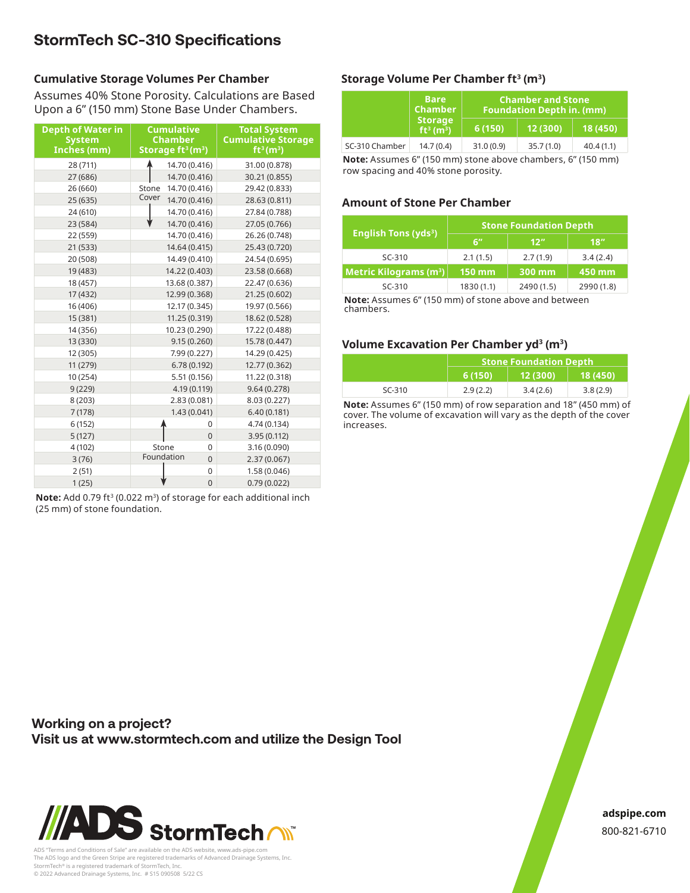# StormTech SC-310 Specifications

### Cumulative Storage Volumes Per Chamber

Assumes 40% Stone Porosity. Calculations are Based Upon a 6" (150 mm) Stone Base Under Chambers.

| Depth of Water in System Inches (mm) | Cumulative Chamber Storage ft³ (m³) | Total System Cumulative Storage ft³ (m³) |
|---|---|---|
| 28 (711) | 14.70 (0.416) | 31.00 (0.878) |
| 27 (686) | 14.70 (0.416) | 30.21 (0.855) |
| 26 (660) | Stone Cover 14.70 (0.416) | 29.42 (0.833) |
| 25 (635) | 14.70 (0.416) | 28.63 (0.811) |
| 24 (610) | 14.70 (0.416) | 27.84 (0.788) |
| 23 (584) | 14.70 (0.416) | 27.05 (0.766) |
| 22 (559) | 14.70 (0.416) | 26.26 (0.748) |
| 21 (533) | 14.64 (0.415) | 25.43 (0.720) |
| 20 (508) | 14.49 (0.410) | 24.54 (0.695) |
| 19 (483) | 14.22 (0.403) | 23.58 (0.668) |
| 18 (457) | 13.68 (0.387) | 22.47 (0.636) |
| 17 (432) | 12.99 (0.368) | 21.25 (0.602) |
| 16 (406) | 12.17 (0.345) | 19.97 (0.566) |
| 15 (381) | 11.25 (0.319) | 18.62 (0.528) |
| 14 (356) | 10.23 (0.290) | 17.22 (0.488) |
| 13 (330) | 9.15 (0.260) | 15.78 (0.447) |
| 12 (305) | 7.99 (0.227) | 14.29 (0.425) |
| 11 (279) | 6.78 (0.192) | 12.77 (0.362) |
| 10 (254) | 5.51 (0.156) | 11.22 (0.318) |
| 9 (229) | 4.19 (0.119) | 9.64 (0.278) |
| 8 (203) | 2.83 (0.081) | 8.03 (0.227) |
| 7 (178) | 1.43 (0.041) | 6.40 (0.181) |
| 6 (152) | 0 | 4.74 (0.134) |
| 5 (127) | 0 | 3.95 (0.112) |
| 4 (102) | Stone Foundation 0 | 3.16 (0.090) |
| 3 (76) | 0 | 2.37 (0.067) |
| 2 (51) | 0 | 1.58 (0.046) |
| 1 (25) | 0 | 0.79 (0.022) |

**Note:** Add 0.79 ft³ (0.022 m³) of storage for each additional inch (25 mm) of stone foundation.

### Storage Volume Per Chamber ft³ (m³)

| | Bare Chamber Storage ft³ (m³) | Chamber and Stone Foundation Depth in. (mm) | | |
|---|---|---|---|---|
| | | 6 (150) | 12 (300) | 18 (450) |
| SC-310 Chamber | 14.7 (0.4) | 31.0 (0.9) | 35.7 (1.0) | 40.4 (1.1) |

**Note:** Assumes 6" (150 mm) stone above chambers, 6" (150 mm) row spacing and 40% stone porosity.

### Amount of Stone Per Chamber

| English Tons (yds³) | Stone Foundation Depth | | |
|---|---|---|---|
| | 6" | 12" | 18" |
| SC-310 | 2.1 (1.5) | 2.7 (1.9) | 3.4 (2.4) |
| **Metric Kilograms (m³)** | **150 mm** | **300 mm** | **450 mm** |
| SC-310 | 1830 (1.1) | 2490 (1.5) | 2990 (1.8) |

**Note:** Assumes 6" (150 mm) of stone above and between chambers.

### Volume Excavation Per Chamber yd³ (m³)

| | Stone Foundation Depth | | |
|---|---|---|---|
| | 6 (150) | 12 (300) | 18 (450) |
| SC-310 | 2.9 (2.2) | 3.4 (2.6) | 3.8 (2.9) |

**Note:** Assumes 6" (150 mm) of row separation and 18" (450 mm) of cover. The volume of excavation will vary as the depth of the cover increases.

**Working on a project?**
**Visit us at www.stormtech.com and utilize the Design Tool**

ADS StormTech

ADS "Terms and Conditions of Sale" are available on the ADS website, www.ads-pipe.com
The ADS logo and the Green Stripe are registered trademarks of Advanced Drainage Systems, Inc.
StormTech® is a registered trademark of StormTech, Inc.
© 2022 Advanced Drainage Systems, Inc. # S15 090508 5/22 CS

**adspipe.com**
800-821-6710